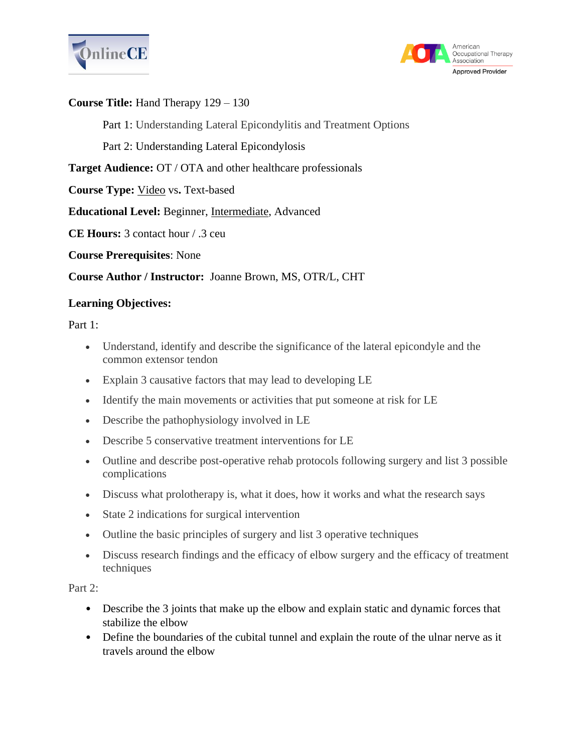**Course Title:** Hand Therapy 129 – 130

Part 1: Understanding Lateral Epicondylitis and Treatment Options

Part 2: Understanding Lateral Epicondylosis

**Target Audience:** OT / OTA and other healthcare professionals

**Course Type:** <u>Video</u> vs**.** Text-based

**Educational Level:** Beginner, <u>Intermediate</u>, Advanced

**CE Hours:** 3 contact hour / .3 ceu

**Course Prerequisites**: None

**Course Author / Instructor:** Joanne Brown, MS, OTR/L, CHT

**Learning Objectives:**

Part 1:

- Understand, identify and describe the significance of the lateral epicondyle and the common extensor tendon
- Explain 3 causative factors that may lead to developing LE
- Identify the main movements or activities that put someone at risk for LE
- Describe the pathophysiology involved in LE
- Describe 5 conservative treatment interventions for LE
- Outline and describe post-operative rehab protocols following surgery and list 3 possible complications
- Discuss what prolotherapy is, what it does, how it works and what the research says
- State 2 indications for surgical intervention
- Outline the basic principles of surgery and list 3 operative techniques
- Discuss research findings and the efficacy of elbow surgery and the efficacy of treatment techniques

Part 2:

- Describe the 3 joints that make up the elbow and explain static and dynamic forces that stabilize the elbow
- Define the boundaries of the cubital tunnel and explain the route of the ulnar nerve as it travels around the elbow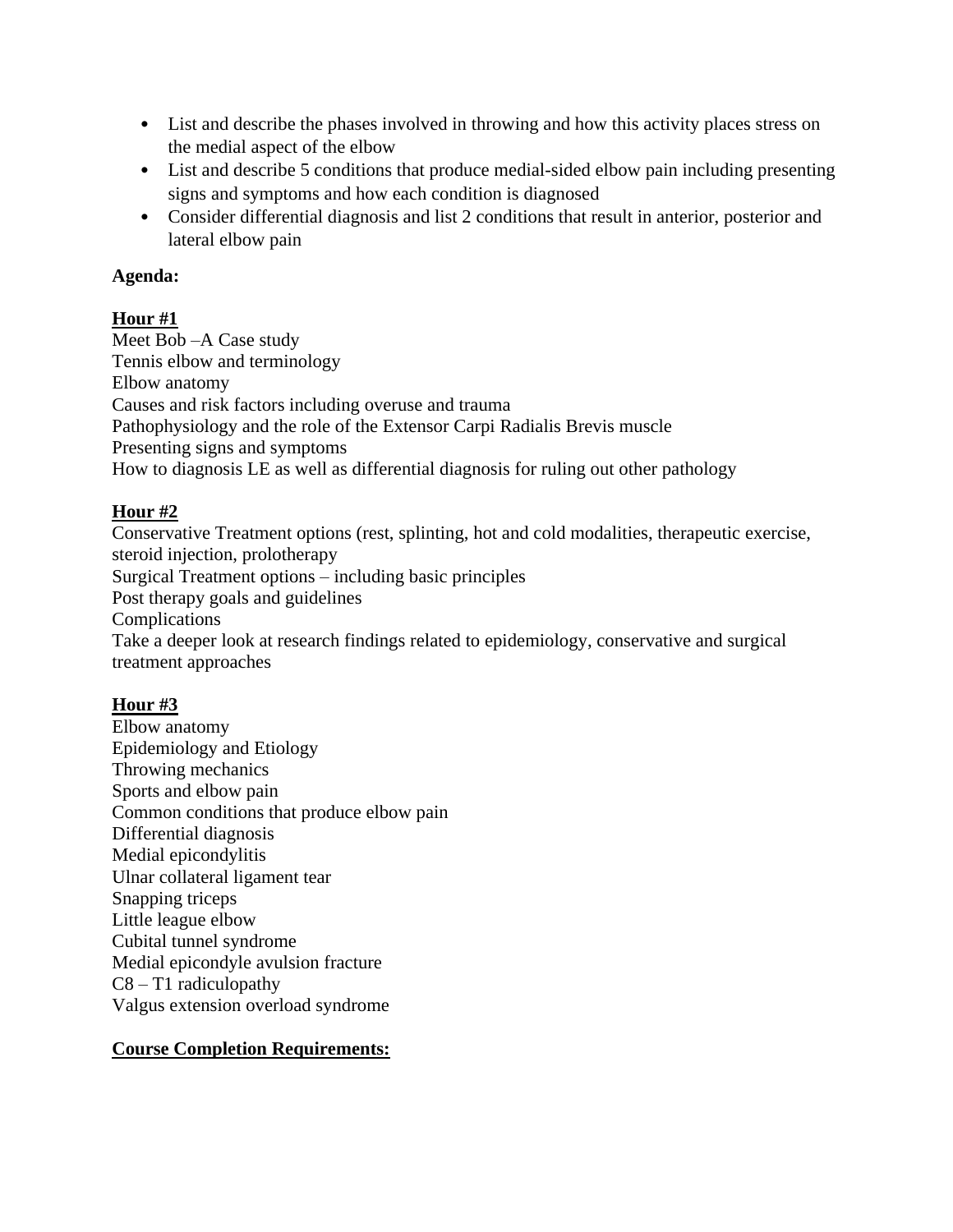- List and describe the phases involved in throwing and how this activity places stress on the medial aspect of the elbow
- List and describe 5 conditions that produce medial-sided elbow pain including presenting signs and symptoms and how each condition is diagnosed
- Consider differential diagnosis and list 2 conditions that result in anterior, posterior and lateral elbow pain

**Agenda:**

**Hour #1**

Meet Bob –A Case study
Tennis elbow and terminology
Elbow anatomy
Causes and risk factors including overuse and trauma
Pathophysiology and the role of the Extensor Carpi Radialis Brevis muscle
Presenting signs and symptoms
How to diagnosis LE as well as differential diagnosis for ruling out other pathology

**Hour #2**

Conservative Treatment options (rest, splinting, hot and cold modalities, therapeutic exercise, steroid injection, prolotherapy
Surgical Treatment options – including basic principles
Post therapy goals and guidelines
Complications
Take a deeper look at research findings related to epidemiology, conservative and surgical treatment approaches

**Hour #3**

Elbow anatomy
Epidemiology and Etiology
Throwing mechanics
Sports and elbow pain
Common conditions that produce elbow pain
Differential diagnosis
Medial epicondylitis
Ulnar collateral ligament tear
Snapping triceps
Little league elbow
Cubital tunnel syndrome
Medial epicondyle avulsion fracture
C8 – T1 radiculopathy
Valgus extension overload syndrome

**Course Completion Requirements:**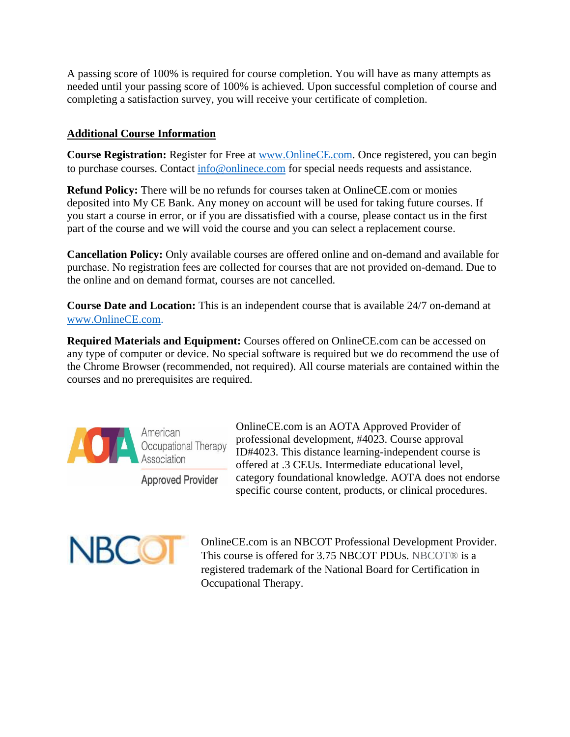A passing score of 100% is required for course completion. You will have as many attempts as needed until your passing score of 100% is achieved. Upon successful completion of course and completing a satisfaction survey, you will receive your certificate of completion.

## Additional Course Information

**Course Registration:** Register for Free at www.OnlineCE.com. Once registered, you can begin to purchase courses. Contact info@onlinece.com for special needs requests and assistance.

**Refund Policy:** There will be no refunds for courses taken at OnlineCE.com or monies deposited into My CE Bank. Any money on account will be used for taking future courses. If you start a course in error, or if you are dissatisfied with a course, please contact us in the first part of the course and we will void the course and you can select a replacement course.

**Cancellation Policy:** Only available courses are offered online and on-demand and available for purchase. No registration fees are collected for courses that are not provided on-demand. Due to the online and on demand format, courses are not cancelled.

**Course Date and Location:** This is an independent course that is available 24/7 on-demand at www.OnlineCE.com.

**Required Materials and Equipment:** Courses offered on OnlineCE.com can be accessed on any type of computer or device. No special software is required but we do recommend the use of the Chrome Browser (recommended, not required). All course materials are contained within the courses and no prerequisites are required.

AOTA American Occupational Therapy Association Approved Provider

OnlineCE.com is an AOTA Approved Provider of professional development, #4023. Course approval ID#4023. This distance learning-independent course is offered at .3 CEUs. Intermediate educational level, category foundational knowledge. AOTA does not endorse specific course content, products, or clinical procedures.

NBCOT

OnlineCE.com is an NBCOT Professional Development Provider. This course is offered for 3.75 NBCOT PDUs. NBCOT® is a registered trademark of the National Board for Certification in Occupational Therapy.